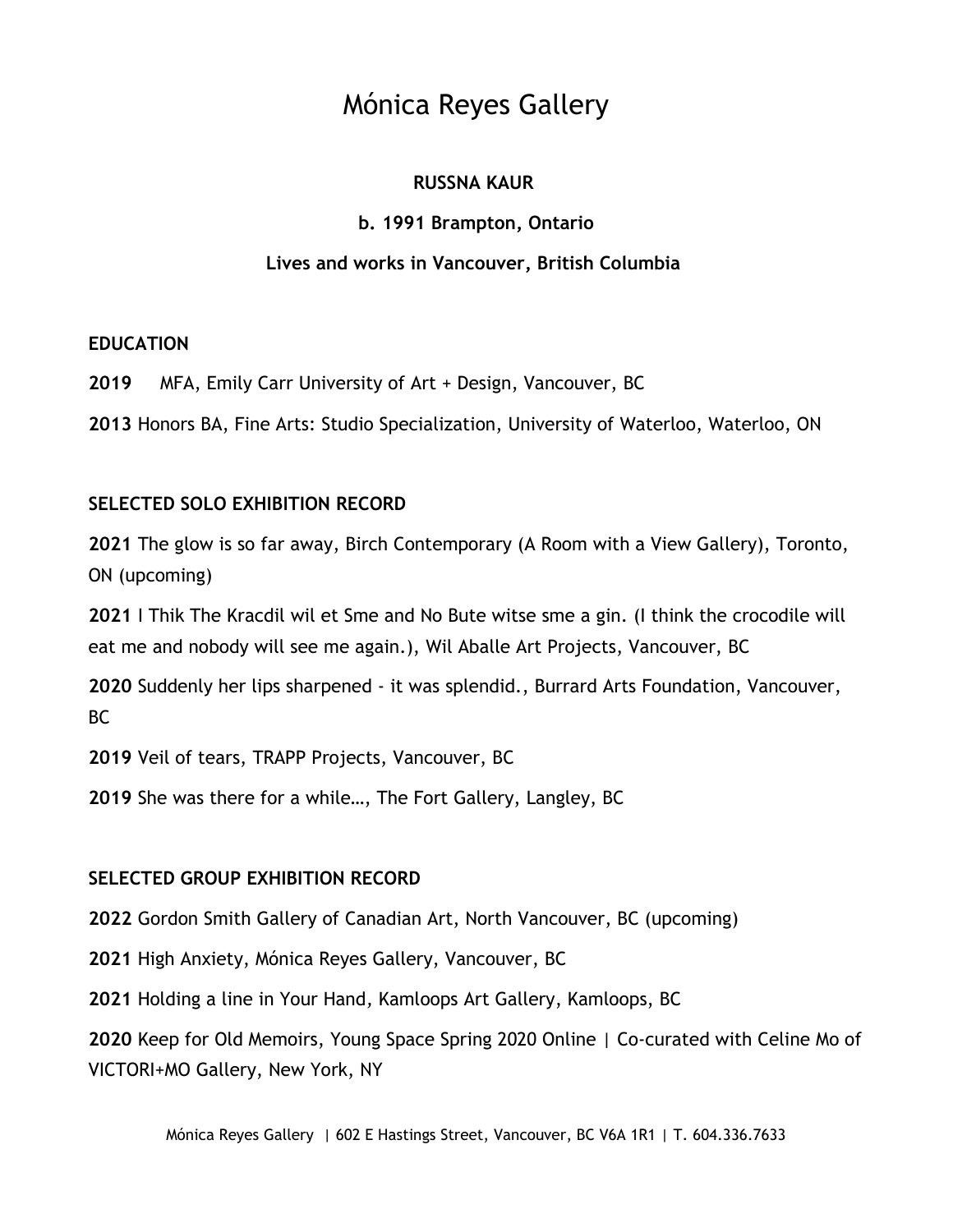# Mónica Reyes Gallery

**RUSSNA KAUR**

**b. 1991 Brampton, Ontario**

**Lives and works in Vancouver, British Columbia**

## EDUCATION

**2019** MFA, Emily Carr University of Art + Design, Vancouver, BC

**2013** Honors BA, Fine Arts: Studio Specialization, University of Waterloo, Waterloo, ON

## SELECTED SOLO EXHIBITION RECORD

**2021** The glow is so far away, Birch Contemporary (A Room with a View Gallery), Toronto, ON (upcoming)

**2021** I Thik The Kracdil wil et Sme and No Bute witse sme a gin. (I think the crocodile will eat me and nobody will see me again.), Wil Aballe Art Projects, Vancouver, BC

**2020** Suddenly her lips sharpened - it was splendid., Burrard Arts Foundation, Vancouver, BC

**2019** Veil of tears, TRAPP Projects, Vancouver, BC

**2019** She was there for a while…, The Fort Gallery, Langley, BC

## SELECTED GROUP EXHIBITION RECORD

**2022** Gordon Smith Gallery of Canadian Art, North Vancouver, BC (upcoming)

**2021** High Anxiety, Mónica Reyes Gallery, Vancouver, BC

**2021** Holding a line in Your Hand, Kamloops Art Gallery, Kamloops, BC

**2020** Keep for Old Memoirs, Young Space Spring 2020 Online | Co-curated with Celine Mo of VICTORI+MO Gallery, New York, NY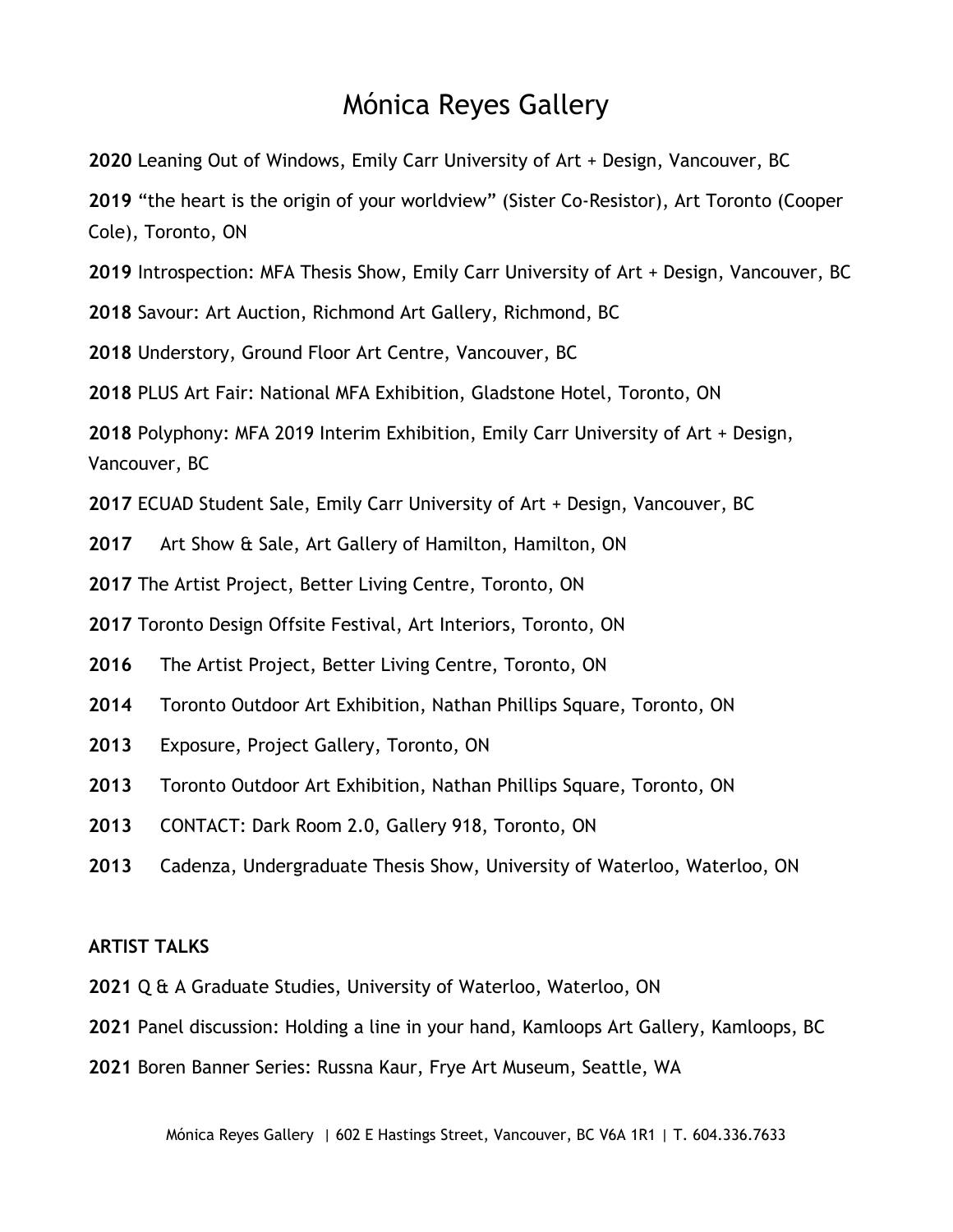# Mónica Reyes Gallery

**2020** Leaning Out of Windows, Emily Carr University of Art + Design, Vancouver, BC

**2019** "the heart is the origin of your worldview" (Sister Co-Resistor), Art Toronto (Cooper Cole), Toronto, ON

**2019** Introspection: MFA Thesis Show, Emily Carr University of Art + Design, Vancouver, BC

**2018** Savour: Art Auction, Richmond Art Gallery, Richmond, BC

**2018** Understory, Ground Floor Art Centre, Vancouver, BC

**2018** PLUS Art Fair: National MFA Exhibition, Gladstone Hotel, Toronto, ON

**2018** Polyphony: MFA 2019 Interim Exhibition, Emily Carr University of Art + Design, Vancouver, BC

**2017** ECUAD Student Sale, Emily Carr University of Art + Design, Vancouver, BC

**2017** Art Show & Sale, Art Gallery of Hamilton, Hamilton, ON

**2017** The Artist Project, Better Living Centre, Toronto, ON

**2017** Toronto Design Offsite Festival, Art Interiors, Toronto, ON

**2016** The Artist Project, Better Living Centre, Toronto, ON

**2014** Toronto Outdoor Art Exhibition, Nathan Phillips Square, Toronto, ON

**2013** Exposure, Project Gallery, Toronto, ON

**2013** Toronto Outdoor Art Exhibition, Nathan Phillips Square, Toronto, ON

**2013** CONTACT: Dark Room 2.0, Gallery 918, Toronto, ON

**2013** Cadenza, Undergraduate Thesis Show, University of Waterloo, Waterloo, ON

**ARTIST TALKS**

**2021** Q & A Graduate Studies, University of Waterloo, Waterloo, ON

**2021** Panel discussion: Holding a line in your hand, Kamloops Art Gallery, Kamloops, BC

**2021** Boren Banner Series: Russna Kaur, Frye Art Museum, Seattle, WA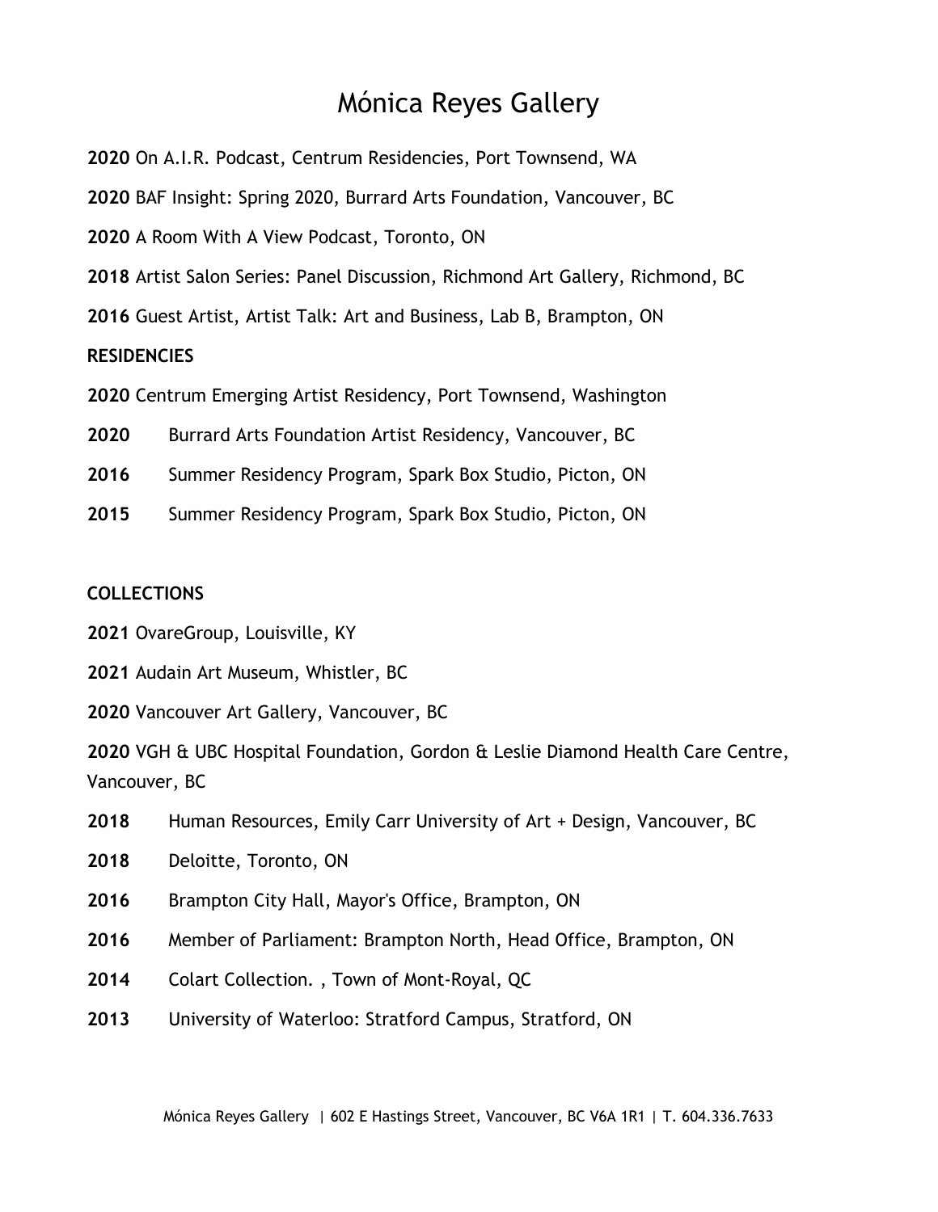# Mónica Reyes Gallery

**2020** On A.I.R. Podcast, Centrum Residencies, Port Townsend, WA

**2020** BAF Insight: Spring 2020, Burrard Arts Foundation, Vancouver, BC

**2020** A Room With A View Podcast, Toronto, ON

**2018** Artist Salon Series: Panel Discussion, Richmond Art Gallery, Richmond, BC

**2016** Guest Artist, Artist Talk: Art and Business, Lab B, Brampton, ON

**RESIDENCIES**

**2020** Centrum Emerging Artist Residency, Port Townsend, Washington

**2020** Burrard Arts Foundation Artist Residency, Vancouver, BC

**2016** Summer Residency Program, Spark Box Studio, Picton, ON

**2015** Summer Residency Program, Spark Box Studio, Picton, ON

**COLLECTIONS**

**2021** OvareGroup, Louisville, KY

**2021** Audain Art Museum, Whistler, BC

**2020** Vancouver Art Gallery, Vancouver, BC

**2020** VGH & UBC Hospital Foundation, Gordon & Leslie Diamond Health Care Centre, Vancouver, BC

**2018** Human Resources, Emily Carr University of Art + Design, Vancouver, BC

**2018** Deloitte, Toronto, ON

**2016** Brampton City Hall, Mayor's Office, Brampton, ON

**2016** Member of Parliament: Brampton North, Head Office, Brampton, ON

**2014** Colart Collection. , Town of Mont-Royal, QC

**2013** University of Waterloo: Stratford Campus, Stratford, ON

Mónica Reyes Gallery | 602 E Hastings Street, Vancouver, BC V6A 1R1 | T. 604.336.7633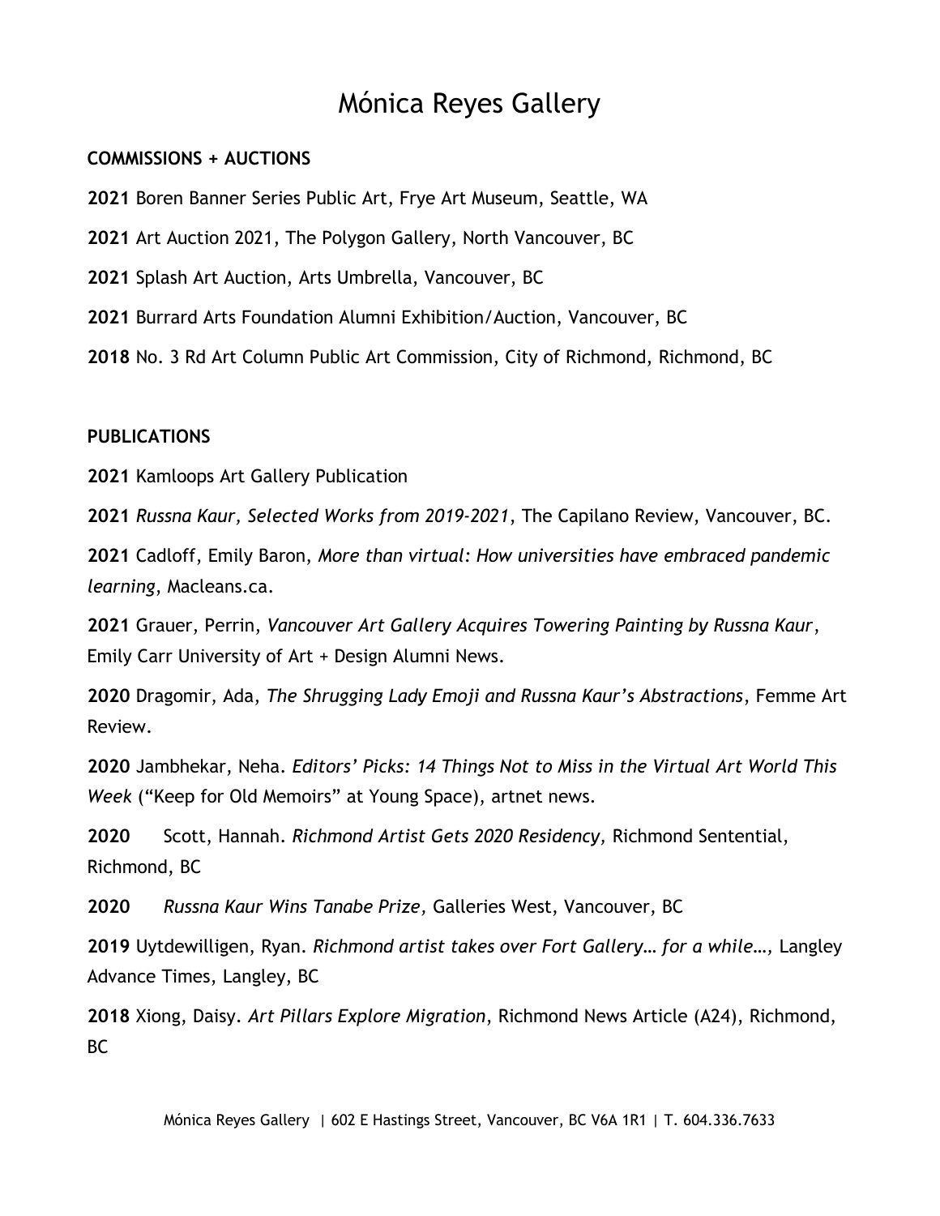# Mónica Reyes Gallery

**COMMISSIONS + AUCTIONS**

**2021** Boren Banner Series Public Art, Frye Art Museum, Seattle, WA

**2021** Art Auction 2021, The Polygon Gallery, North Vancouver, BC

**2021** Splash Art Auction, Arts Umbrella, Vancouver, BC

**2021** Burrard Arts Foundation Alumni Exhibition/Auction, Vancouver, BC

**2018** No. 3 Rd Art Column Public Art Commission, City of Richmond, Richmond, BC

**PUBLICATIONS**

**2021** Kamloops Art Gallery Publication

**2021** *Russna Kaur, Selected Works from 2019-2021*, The Capilano Review, Vancouver, BC.

**2021** Cadloff, Emily Baron, *More than virtual: How universities have embraced pandemic learning*, Macleans.ca.

**2021** Grauer, Perrin, *Vancouver Art Gallery Acquires Towering Painting by Russna Kaur*, Emily Carr University of Art + Design Alumni News.

**2020** Dragomir, Ada, *The Shrugging Lady Emoji and Russna Kaur's Abstractions*, Femme Art Review.

**2020** Jambhekar, Neha. *Editors' Picks: 14 Things Not to Miss in the Virtual Art World This Week* ("Keep for Old Memoirs" at Young Space), artnet news.

**2020** Scott, Hannah. *Richmond Artist Gets 2020 Residency,* Richmond Sentential, Richmond, BC

**2020** *Russna Kaur Wins Tanabe Prize,* Galleries West, Vancouver, BC

**2019** Uytdewilligen, Ryan. *Richmond artist takes over Fort Gallery… for a while…,* Langley Advance Times, Langley, BC

**2018** Xiong, Daisy. *Art Pillars Explore Migration*, Richmond News Article (A24), Richmond, BC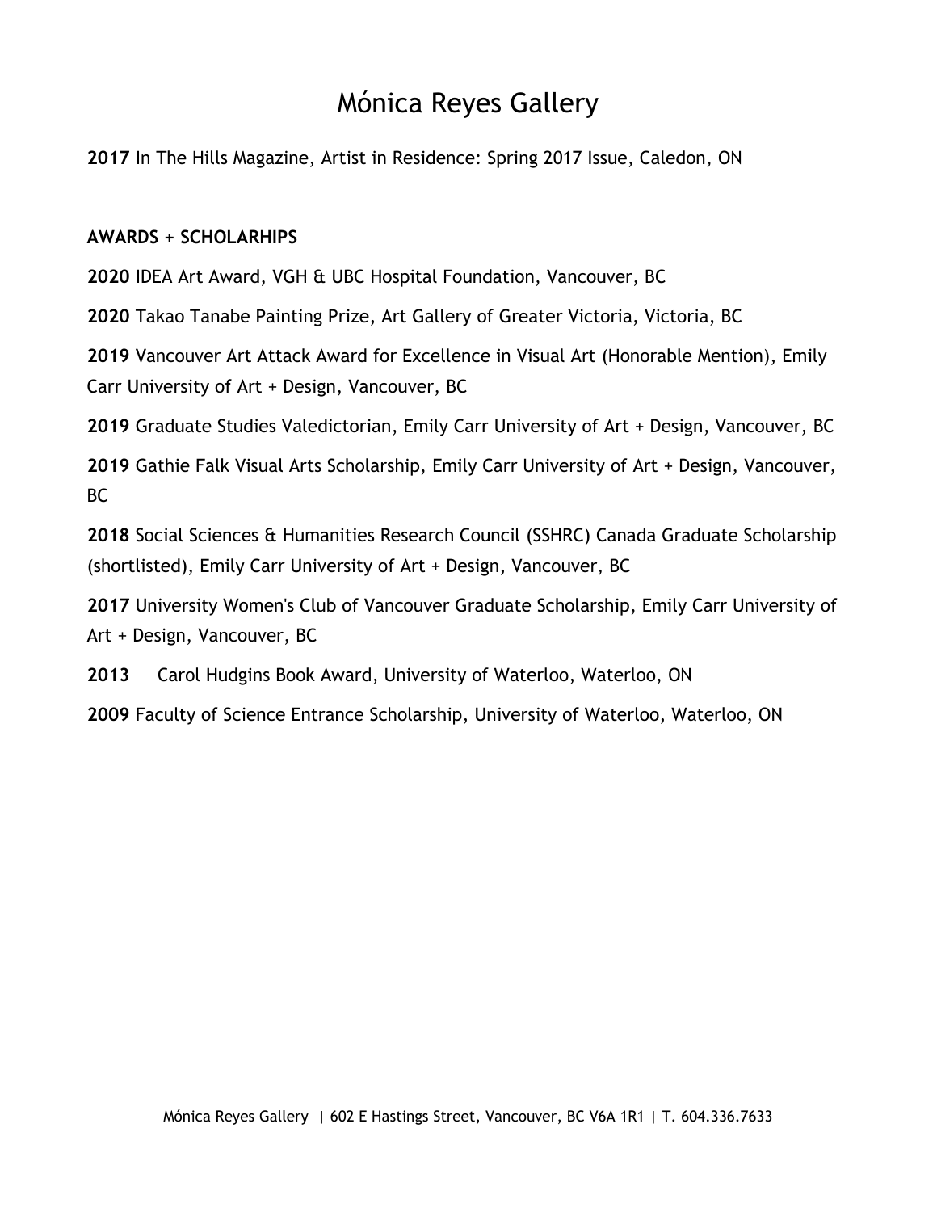**2017** In The Hills Magazine, Artist in Residence: Spring 2017 Issue, Caledon, ON

**AWARDS + SCHOLARHIPS**

**2020** IDEA Art Award, VGH & UBC Hospital Foundation, Vancouver, BC

**2020** Takao Tanabe Painting Prize, Art Gallery of Greater Victoria, Victoria, BC

**2019** Vancouver Art Attack Award for Excellence in Visual Art (Honorable Mention), Emily Carr University of Art + Design, Vancouver, BC

**2019** Graduate Studies Valedictorian, Emily Carr University of Art + Design, Vancouver, BC

**2019** Gathie Falk Visual Arts Scholarship, Emily Carr University of Art + Design, Vancouver, BC

**2018** Social Sciences & Humanities Research Council (SSHRC) Canada Graduate Scholarship (shortlisted), Emily Carr University of Art + Design, Vancouver, BC

**2017** University Women's Club of Vancouver Graduate Scholarship, Emily Carr University of Art + Design, Vancouver, BC

**2013** Carol Hudgins Book Award, University of Waterloo, Waterloo, ON

**2009** Faculty of Science Entrance Scholarship, University of Waterloo, Waterloo, ON